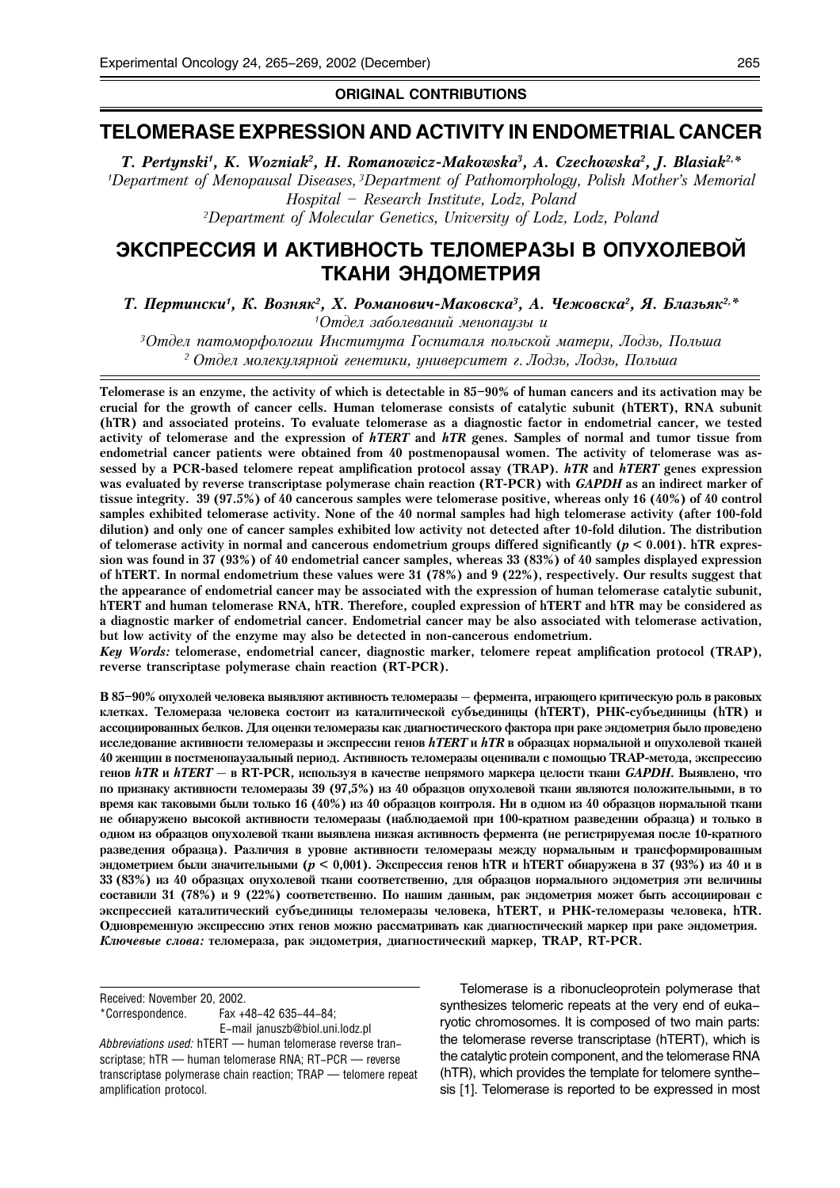**ORIGINAL CONTRIBUTIONS**

# TELOMERASE EXPRESSION AND ACTIVITY IN ENDOMETRIAL CANCER

*T. Pertynski[1], K. Wozniak[2], H. Romanowicz-Makowska[3], A. Czechowska[2], J. Blasiak[2,*]*

[1]Department of Menopausal Diseases, [3]Department of Pathomorphology, Polish Mother's Memorial Hospital – Research Institute, Lodz, Poland

[2]Department of Molecular Genetics, University of Lodz, Lodz, Poland

# ЭКСПРЕССИЯ И АКТИВНОСТЬ ТЕЛОМЕРАЗЫ В ОПУХОЛЕВОЙ ТКАНИ ЭНДОМЕТРИЯ

*Т. Пертински[1], К. Возняк[2], Х. Романович-Маковска[3], А. Чежовска[2], Я. Блазьяк[2,*]*

[1]Отдел заболеваний менопаузы и

[3]Отдел патоморфологии Института Госпиталя польской матери, Лодзь, Польша

[2] Отдел молекулярной генетики, университет г. Лодзь, Лодзь, Польша

**Telomerase is an enzyme, the activity of which is detectable in 85–90% of human cancers and its activation may be crucial for the growth of cancer cells. Human telomerase consists of catalytic subunit (hTERT), RNA subunit (hTR) and associated proteins. To evaluate telomerase as a diagnostic factor in endometrial cancer, we tested activity of telomerase and the expression of *hTERT* and *hTR* genes. Samples of normal and tumor tissue from endometrial cancer patients were obtained from 40 postmenopausal women. The activity of telomerase was assessed by a PCR-based telomere repeat amplification protocol assay (TRAP). *hTR* and *hTERT* genes expression was evaluated by reverse transcriptase polymerase chain reaction (RT-PCR) with *GAPDH* as an indirect marker of tissue integrity. 39 (97.5%) of 40 cancerous samples were telomerase positive, whereas only 16 (40%) of 40 control samples exhibited telomerase activity. None of the 40 normal samples had high telomerase activity (after 100-fold dilution) and only one of cancer samples exhibited low activity not detected after 10-fold dilution. The distribution of telomerase activity in normal and cancerous endometrium groups differed significantly ($p < 0.001$). hTR expression was found in 37 (93%) of 40 endometrial cancer samples, whereas 33 (83%) of 40 samples displayed expression of hTERT. In normal endometrium these values were 31 (78%) and 9 (22%), respectively. Our results suggest that the appearance of endometrial cancer may be associated with the expression of human telomerase catalytic subunit, hTERT and human telomerase RNA, hTR. Therefore, coupled expression of hTERT and hTR may be considered as a diagnostic marker of endometrial cancer. Endometrial cancer may be also associated with telomerase activation, but low activity of the enzyme may also be detected in non-cancerous endometrium.**

***Key Words:*** **telomerase, endometrial cancer, diagnostic marker, telomere repeat amplification protocol (TRAP), reverse transcriptase polymerase chain reaction (RT-PCR).**

**В 85–90% опухолей человека выявляют активность теломеразы — фермента, играющего критическую роль в раковых клетках. Теломераза человека состоит из каталитической субъединицы (hTERT), РНК-субъединицы (hTR) и ассоциированных белков. Для оценки теломеразы как диагностического фактора при раке эндометрия было проведено исследование активности теломеразы и экспрессии генов *hTERT* и *hTR* в образцах нормальной и опухолевой тканей 40 женщин в постменопаузальный период. Активность теломеразы оценивали с помощью TRAP-метода, экспрессию генов *hTR* и *hTERT* — в RT-PCR, используя в качестве непрямого маркера целости ткани *GAPDH*. Выявлено, что по признаку активности теломеразы 39 (97,5%) из 40 образцов опухолевой ткани являются положительными, в то время как таковыми были только 16 (40%) из 40 образцов контроля. Ни в одном из 40 образцов нормальной ткани не обнаружено высокой активности теломеразы (наблюдаемой при 100-кратном разведении образца) и только в одном из образцов опухолевой ткани выявлена низкая активность фермента (не регистрируемая после 10-кратного разведения образца). Различия в уровне активности теломеразы между нормальным и трансформированным эндометрием были значительными ($p < 0{,}001$). Экспрессия генов hTR и hTERT обнаружена в 37 (93%) из 40 и в 33 (83%) из 40 образцах опухолевой ткани соответственно, для образцов нормального эндометрия эти величины составили 31 (78%) и 9 (22%) соответственно. По нашим данным, рак эндометрия может быть ассоциирован с экспрессией каталитической субъединицы теломеразы человека, hTERT, и РНК-теломеразы человека, hTR. Одновременную экспрессию этих генов можно рассматривать как диагностический маркер при раке эндометрия.**

***Ключевые слова:*** **теломераза, рак эндометрия, диагностический маркер, TRAP, RT-PCR.**

Received: November 20, 2002.

*Correspondence. Fax +48-42 635-44-84; E-mail januszb@biol.uni.lodz.pl

*Abbreviations used:* hTERT — human telomerase reverse transcriptase; hTR — human telomerase RNA; RT-PCR — reverse transcriptase polymerase chain reaction; TRAP — telomere repeat amplification protocol.

Telomerase is a ribonucleoprotein polymerase that synthesizes telomeric repeats at the very end of eukaryotic chromosomes. It is composed of two main parts: the telomerase reverse transcriptase (hTERT), which is the catalytic protein component, and the telomerase RNA (hTR), which provides the template for telomere synthesis [1]. Telomerase is reported to be expressed in most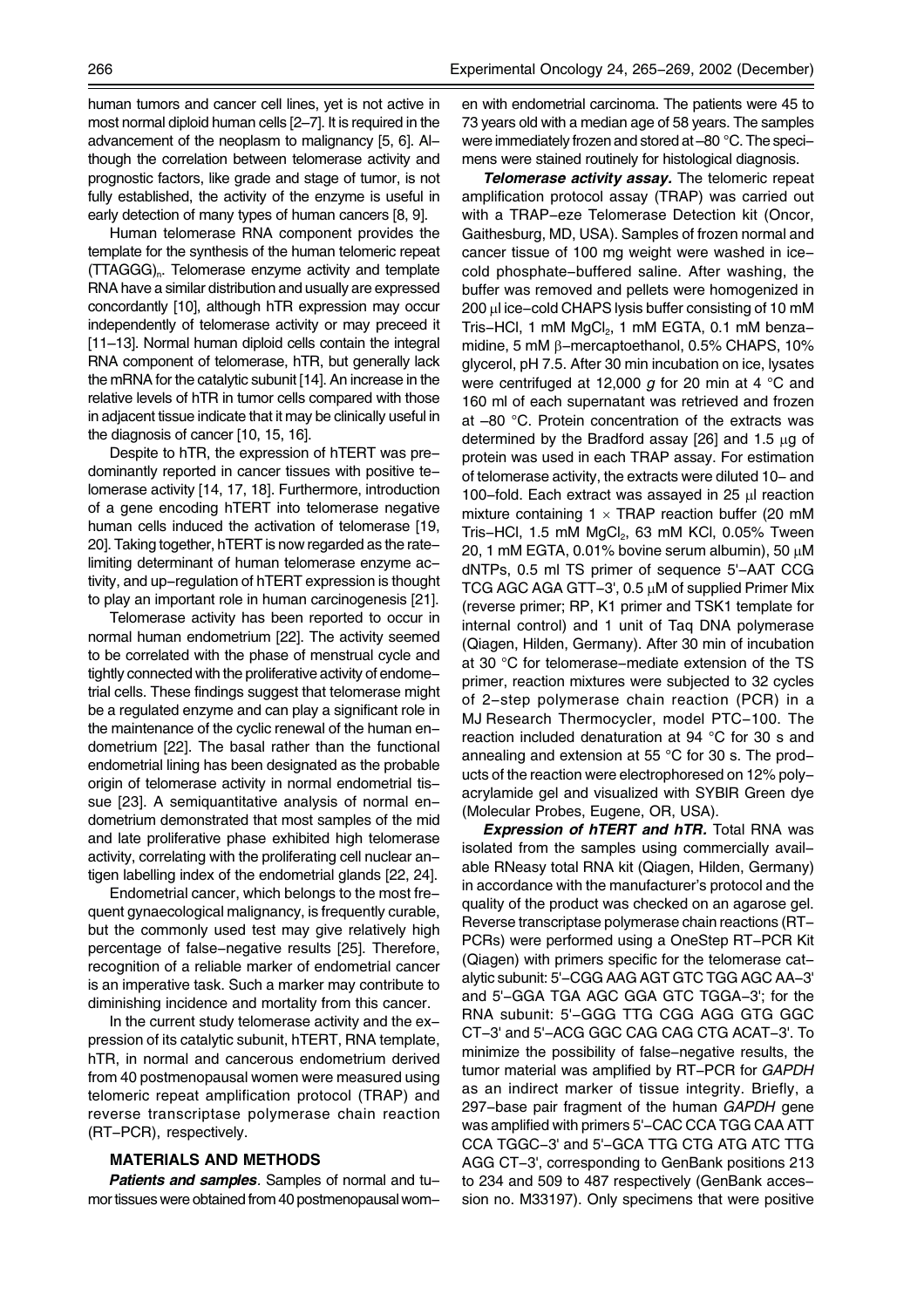human tumors and cancer cell lines, yet is not active in most normal diploid human cells [2–7]. It is required in the advancement of the neoplasm to malignancy [5, 6]. Although the correlation between telomerase activity and prognostic factors, like grade and stage of tumor, is not fully established, the activity of the enzyme is useful in early detection of many types of human cancers [8, 9].

Human telomerase RNA component provides the template for the synthesis of the human telomeric repeat $(TTAGGG)_n$. Telomerase enzyme activity and template RNA have a similar distribution and usually are expressed concordantly [10], although hTR expression may occur independently of telomerase activity or may preceed it [11–13]. Normal human diploid cells contain the integral RNA component of telomerase, hTR, but generally lack the mRNA for the catalytic subunit [14]. An increase in the relative levels of hTR in tumor cells compared with those in adjacent tissue indicate that it may be clinically useful in the diagnosis of cancer [10, 15, 16].

Despite to hTR, the expression of hTERT was predominantly reported in cancer tissues with positive telomerase activity [14, 17, 18]. Furthermore, introduction of a gene encoding hTERT into telomerase negative human cells induced the activation of telomerase [19, 20]. Taking together, hTERT is now regarded as the rate-limiting determinant of human telomerase enzyme activity, and up-regulation of hTERT expression is thought to play an important role in human carcinogenesis [21].

Telomerase activity has been reported to occur in normal human endometrium [22]. The activity seemed to be correlated with the phase of menstrual cycle and tightly connected with the proliferative activity of endometrial cells. These findings suggest that telomerase might be a regulated enzyme and can play a significant role in the maintenance of the cyclic renewal of the human endometrium [22]. The basal rather than the functional endometrial lining has been designated as the probable origin of telomerase activity in normal endometrial tissue [23]. A semiquantitative analysis of normal endometrium demonstrated that most samples of the mid and late proliferative phase exhibited high telomerase activity, correlating with the proliferating cell nuclear antigen labelling index of the endometrial glands [22, 24].

Endometrial cancer, which belongs to the most frequent gynaecological malignancy, is frequently curable, but the commonly used test may give relatively high percentage of false-negative results [25]. Therefore, recognition of a reliable marker of endometrial cancer is an imperative task. Such a marker may contribute to diminishing incidence and mortality from this cancer.

In the current study telomerase activity and the expression of its catalytic subunit, hTERT, RNA template, hTR, in normal and cancerous endometrium derived from 40 postmenopausal women were measured using telomeric repeat amplification protocol (TRAP) and reverse transcriptase polymerase chain reaction (RT-PCR), respectively.

## MATERIALS AND METHODS

***Patients and samples***. Samples of normal and tumor tissues were obtained from 40 postmenopausal women with endometrial carcinoma. The patients were 45 to 73 years old with a median age of 58 years. The samples were immediately frozen and stored at –80 °C. The specimens were stained routinely for histological diagnosis.

***Telomerase activity assay.*** The telomeric repeat amplification protocol assay (TRAP) was carried out with a TRAP-eze Telomerase Detection kit (Oncor, Gaithesburg, MD, USA). Samples of frozen normal and cancer tissue of 100 mg weight were washed in ice-cold phosphate-buffered saline. After washing, the buffer was removed and pellets were homogenized in 200 µl ice-cold CHAPS lysis buffer consisting of 10 mM Tris-HCl, 1 mM $MgCl_2$, 1 mM EGTA, 0.1 mM benzamidine, 5 mM β-mercaptoethanol, 0.5% CHAPS, 10% glycerol, pH 7.5. After 30 min incubation on ice, lysates were centrifuged at 12,000 *g* for 20 min at 4 °C and 160 ml of each supernatant was retrieved and frozen at –80 °C. Protein concentration of the extracts was determined by the Bradford assay [26] and 1.5 µg of protein was used in each TRAP assay. For estimation of telomerase activity, the extracts were diluted 10- and 100-fold. Each extract was assayed in 25 µl reaction mixture containing 1 × TRAP reaction buffer (20 mM Tris-HCl, 1.5 mM $MgCl_2$, 63 mM KCl, 0.05% Tween 20, 1 mM EGTA, 0.01% bovine serum albumin), 50 µM dNTPs, 0.5 ml TS primer of sequence 5'-AAT CCG TCG AGC AGA GTT-3', 0.5 µM of supplied Primer Mix (reverse primer; RP, K1 primer and TSK1 template for internal control) and 1 unit of Taq DNA polymerase (Qiagen, Hilden, Germany). After 30 min of incubation at 30 °C for telomerase-mediate extension of the TS primer, reaction mixtures were subjected to 32 cycles of 2-step polymerase chain reaction (PCR) in a MJ Research Thermocycler, model PTC-100. The reaction included denaturation at 94 °C for 30 s and annealing and extension at 55 °C for 30 s. The products of the reaction were electrophoresed on 12% polyacrylamide gel and visualized with SYBIR Green dye (Molecular Probes, Eugene, OR, USA).

***Expression of hTERT and hTR.*** Total RNA was isolated from the samples using commercially available RNeasy total RNA kit (Qiagen, Hilden, Germany) in accordance with the manufacturer's protocol and the quality of the product was checked on an agarose gel. Reverse transcriptase polymerase chain reactions (RT-PCRs) were performed using a OneStep RT-PCR Kit (Qiagen) with primers specific for the telomerase catalytic subunit: 5'-CGG AAG AGT GTC TGG AGC AA-3' and 5'-GGA TGA AGC GGA GTC TGGA-3'; for the RNA subunit: 5'-GGG TTG CGG AGG GTG GGC CT-3' and 5'-ACG GGC CAG CAG CTG ACAT-3'. To minimize the possibility of false-negative results, the tumor material was amplified by RT-PCR for *GAPDH* as an indirect marker of tissue integrity. Briefly, a 297-base pair fragment of the human *GAPDH* gene was amplified with primers 5'-CAC CCA TGG CAA ATT CCA TGGC-3' and 5'-GCA TTG CTG ATG ATC TTG AGG CT-3', corresponding to GenBank positions 213 to 234 and 509 to 487 respectively (GenBank accession no. M33197). Only specimens that were positive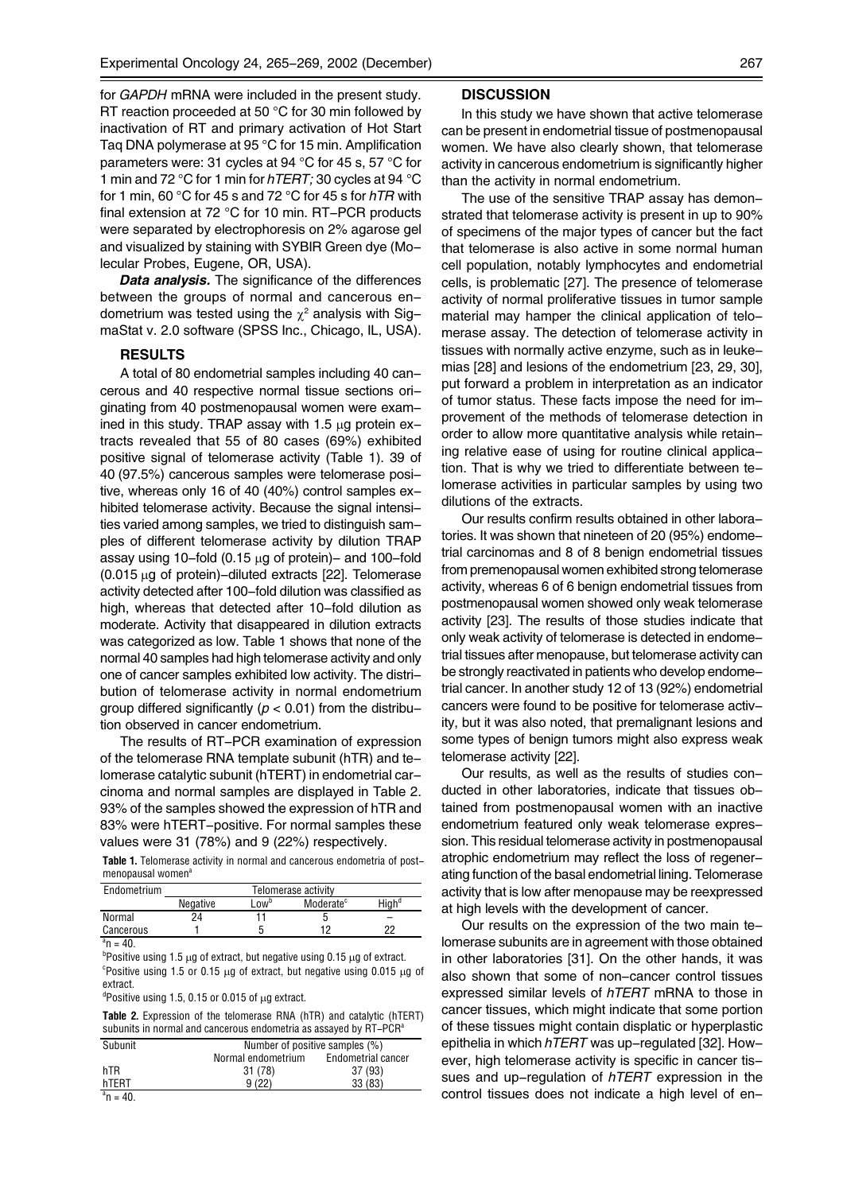for *GAPDH* mRNA were included in the present study. RT reaction proceeded at 50 °C for 30 min followed by inactivation of RT and primary activation of Hot Start Taq DNA polymerase at 95 °C for 15 min. Amplification parameters were: 31 cycles at 94 °C for 45 s, 57 °C for 1 min and 72 °C for 1 min for *hTERT;* 30 cycles at 94 °C for 1 min, 60 °C for 45 s and 72 °C for 45 s for *hTR* with final extension at 72 °C for 10 min. RT–PCR products were separated by electrophoresis on 2% agarose gel and visualized by staining with SYBIR Green dye (Molecular Probes, Eugene, OR, USA).

***Data analysis.*** The significance of the differences between the groups of normal and cancerous endometrium was tested using the $\chi^2$ analysis with SigmaStat v. 2.0 software (SPSS Inc., Chicago, IL, USA).

## RESULTS

A total of 80 endometrial samples including 40 cancerous and 40 respective normal tissue sections originating from 40 postmenopausal women were examined in this study. TRAP assay with 1.5 μg protein extracts revealed that 55 of 80 cases (69%) exhibited positive signal of telomerase activity (Table 1). 39 of 40 (97.5%) cancerous samples were telomerase positive, whereas only 16 of 40 (40%) control samples exhibited telomerase activity. Because the signal intensities varied among samples, we tried to distinguish samples of different telomerase activity by dilution TRAP assay using 10–fold (0.15 μg of protein)– and 100–fold (0.015 μg of protein)–diluted extracts [22]. Telomerase activity detected after 100–fold dilution was classified as high, whereas that detected after 10–fold dilution as moderate. Activity that disappeared in dilution extracts was categorized as low. Table 1 shows that none of the normal 40 samples had high telomerase activity and only one of cancer samples exhibited low activity. The distribution of telomerase activity in normal endometrium group differed significantly ($p < 0.01$) from the distribution observed in cancer endometrium.

The results of RT–PCR examination of expression of the telomerase RNA template subunit (hTR) and telomerase catalytic subunit (hTERT) in endometrial carcinoma and normal samples are displayed in Table 2. 93% of the samples showed the expression of hTR and 83% were hTERT–positive. For normal samples these values were 31 (78%) and 9 (22%) respectively.

**Table 1.** Telomerase activity in normal and cancerous endometria of postmenopausal women[a]

| Endometrium | Telomerase activity | | | |
|---|---|---|---|---|
| | Negative | Low[b] | Moderate[c] | High[d] |
| Normal | 24 | 11 | 5 | – |
| Cancerous | 1 | 5 | 12 | 22 |

[a]n = 40.

[b]Positive using 1.5 μg of extract, but negative using 0.15 μg of extract.

[c]Positive using 1.5 or 0.15 μg of extract, but negative using 0.015 μg of extract.

[d]Positive using 1.5, 0.15 or 0.015 of μg extract.

**Table 2.** Expression of the telomerase RNA (hTR) and catalytic (hTERT) subunits in normal and cancerous endometria as assayed by RT–PCR[a]

| Subunit | Number of positive samples (%) | |
|---|---|---|
| | Normal endometrium | Endometrial cancer |
| hTR | 31 (78) | 37 (93) |
| hTERT | 9 (22) | 33 (83) |

[a]n = 40.

## DISCUSSION

In this study we have shown that active telomerase can be present in endometrial tissue of postmenopausal women. We have also clearly shown, that telomerase activity in cancerous endometrium is significantly higher than the activity in normal endometrium.

The use of the sensitive TRAP assay has demonstrated that telomerase activity is present in up to 90% of specimens of the major types of cancer but the fact that telomerase is also active in some normal human cell population, notably lymphocytes and endometrial cells, is problematic [27]. The presence of telomerase activity of normal proliferative tissues in tumor sample material may hamper the clinical application of telomerase assay. The detection of telomerase activity in tissues with normally active enzyme, such as in leukemias [28] and lesions of the endometrium [23, 29, 30], put forward a problem in interpretation as an indicator of tumor status. These facts impose the need for improvement of the methods of telomerase detection in order to allow more quantitative analysis while retaining relative ease of using for routine clinical application. That is why we tried to differentiate between telomerase activities in particular samples by using two dilutions of the extracts.

Our results confirm results obtained in other laboratories. It was shown that nineteen of 20 (95%) endometrial carcinomas and 8 of 8 benign endometrial tissues from premenopausal women exhibited strong telomerase activity, whereas 6 of 6 benign endometrial tissues from postmenopausal women showed only weak telomerase activity [23]. The results of those studies indicate that only weak activity of telomerase is detected in endometrial tissues after menopause, but telomerase activity can be strongly reactivated in patients who develop endometrial cancer. In another study 12 of 13 (92%) endometrial cancers were found to be positive for telomerase activity, but it was also noted, that premalignant lesions and some types of benign tumors might also express weak telomerase activity [22].

Our results, as well as the results of studies conducted in other laboratories, indicate that tissues obtained from postmenopausal women with an inactive endometrium featured only weak telomerase expression. This residual telomerase activity in postmenopausal atrophic endometrium may reflect the loss of regenerating function of the basal endometrial lining. Telomerase activity that is low after menopause may be reexpressed at high levels with the development of cancer.

Our results on the expression of the two main telomerase subunits are in agreement with those obtained in other laboratories [31]. On the other hands, it was also shown that some of non–cancer control tissues expressed similar levels of *hTERT* mRNA to those in cancer tissues, which might indicate that some portion of these tissues might contain displatic or hyperplastic epithelia in which *hTERT* was up–regulated [32]. However, high telomerase activity is specific in cancer tissues and up–regulation of *hTERT* expression in the control tissues does not indicate a high level of en–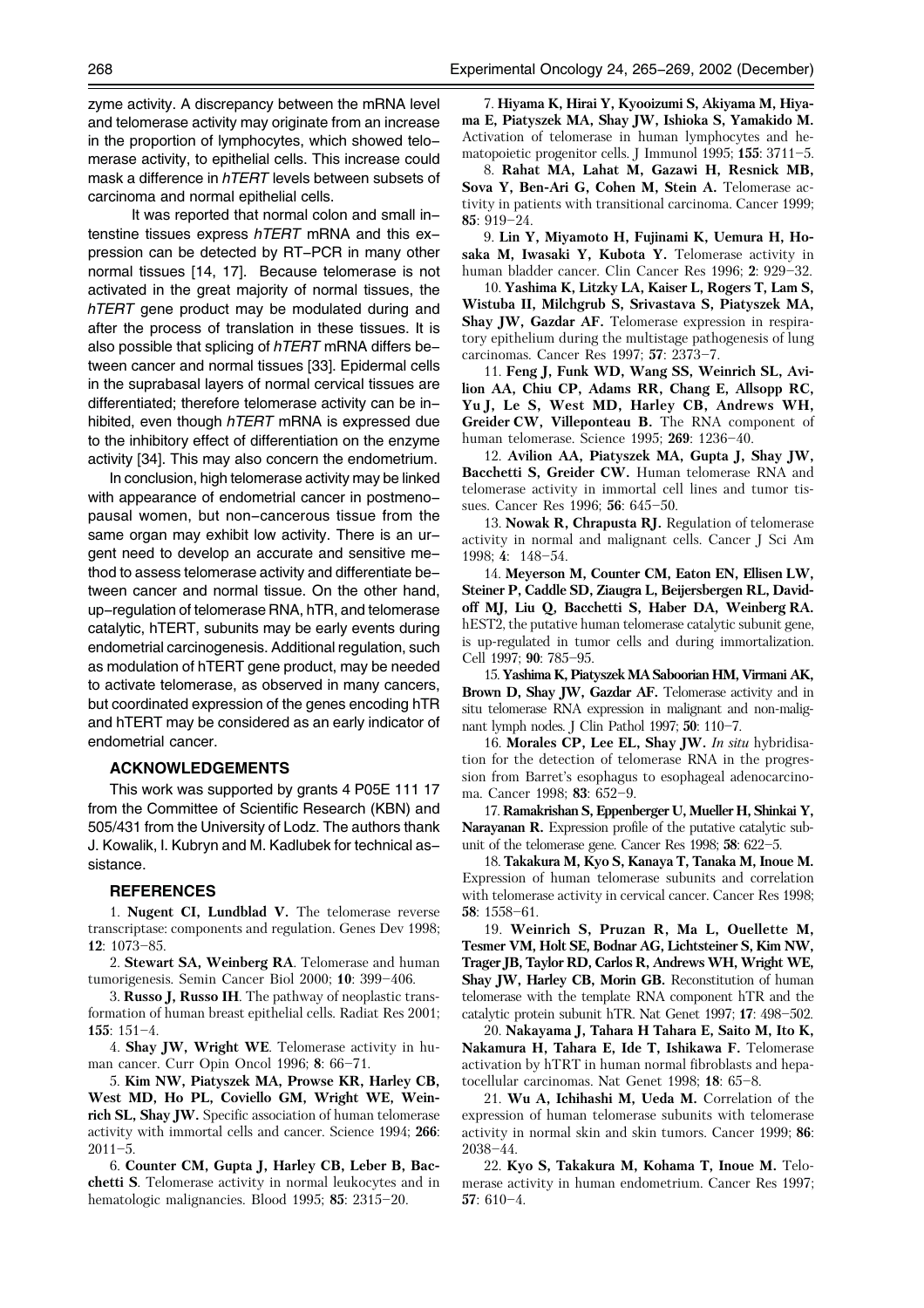zyme activity. A discrepancy between the mRNA level and telomerase activity may originate from an increase in the proportion of lymphocytes, which showed telo–merase activity, to epithelial cells. This increase could mask a difference in *hTERT* levels between subsets of carcinoma and normal epithelial cells.

It was reported that normal colon and small in–testine tissues express *hTERT* mRNA and this ex–pression can be detected by RT–PCR in many other normal tissues [14, 17]. Because telomerase is not activated in the great majority of normal tissues, the *hTERT* gene product may be modulated during and after the process of translation in these tissues. It is also possible that splicing of *hTERT* mRNA differs be–tween cancer and normal tissues [33]. Epidermal cells in the suprabasal layers of normal cervical tissues are differentiated; therefore telomerase activity can be in–hibited, even though *hTERT* mRNA is expressed due to the inhibitory effect of differentiation on the enzyme activity [34]. This may also concern the endometrium.

In conclusion, high telomerase activity may be linked with appearance of endometrial cancer in postmeno–pausal women, but non–cancerous tissue from the same organ may exhibit low activity. There is an ur–gent need to develop an accurate and sensitive me–thod to assess telomerase activity and differentiate be–tween cancer and normal tissue. On the other hand, up–regulation of telomerase RNA, hTR, and telomerase catalytic, hTERT, subunits may be early events during endometrial carcinogenesis. Additional regulation, such as modulation of hTERT gene product, may be needed to activate telomerase, as observed in many cancers, but coordinated expression of the genes encoding hTR and hTERT may be considered as an early indicator of endometrial cancer.

## ACKNOWLEDGEMENTS

This work was supported by grants 4 P05E 111 17 from the Committee of Scientific Research (KBN) and 505/431 from the University of Lodz. The authors thank J. Kowalik, I. Kubryn and M. Kadlubek for technical as–sistance.

## REFERENCES

1. **Nugent CI, Lundblad V.** The telomerase reverse transcriptase: components and regulation. Genes Dev 1998; **12**: 1073–85.

2. **Stewart SA, Weinberg RA**. Telomerase and human tumorigenesis. Semin Cancer Biol 2000; **10**: 399–406.

3. **Russo J, Russo IH**. The pathway of neoplastic transformation of human breast epithelial cells. Radiat Res 2001; **155**: 151–4.

4. **Shay JW, Wright WE**. Telomerase activity in human cancer. Curr Opin Oncol 1996; **8**: 66–71.

5. **Kim NW, Piatyszek MA, Prowse KR, Harley CB, West MD, Ho PL, Coviello GM, Wright WE, Weinrich SL, Shay JW.** Specific association of human telomerase activity with immortal cells and cancer. Science 1994; **266**: 2011–5.

6. **Counter CM, Gupta J, Harley CB, Leber B, Bacchetti S**. Telomerase activity in normal leukocytes and in hematologic malignancies. Blood 1995; **85**: 2315–20.

7. **Hiyama K, Hirai Y, Kyooizumi S, Akiyama M, Hiyama E, Piatyszek MA, Shay JW, Ishioka S, Yamakido M.** Activation of telomerase in human lymphocytes and hematopoietic progenitor cells. J Immunol 1995; **155**: 3711–5.

8. **Rahat MA, Lahat M, Gazawi H, Resnick MB, Sova Y, Ben-Ari G, Cohen M, Stein A.** Telomerase activity in patients with transitional carcinoma. Cancer 1999; **85**: 919–24.

9. **Lin Y, Miyamoto H, Fujinami K, Uemura H, Hosaka M, Iwasaki Y, Kubota Y.** Telomerase activity in human bladder cancer. Clin Cancer Res 1996; **2**: 929–32.

10. **Yashima K, Litzky LA, Kaiser L, Rogers T, Lam S, Wistuba II, Milchgrub S, Srivastava S, Piatyszek MA, Shay JW, Gazdar AF.** Telomerase expression in respiratory epithelium during the multistage pathogenesis of lung carcinomas. Cancer Res 1997; **57**: 2373–7.

11. **Feng J, Funk WD, Wang SS, Weinrich SL, Avilion AA, Chiu CP, Adams RR, Chang E, Allsopp RC, Yu J, Le S, West MD, Harley CB, Andrews WH, Greider CW, Villeponteau B.** The RNA component of human telomerase. Science 1995; **269**: 1236–40.

12. **Avilion AA, Piatyszek MA, Gupta J, Shay JW, Bacchetti S, Greider CW.** Human telomerase RNA and telomerase activity in immortal cell lines and tumor tissues. Cancer Res 1996; **56**: 645–50.

13. **Nowak R, Chrapusta RJ.** Regulation of telomerase activity in normal and malignant cells. Cancer J Sci Am 1998; **4**: 148–54.

14. **Meyerson M, Counter CM, Eaton EN, Ellisen LW, Steiner P, Caddle SD, Ziaugra L, Beijersbergen RL, Davidoff MJ, Liu Q, Bacchetti S, Haber DA, Weinberg RA.** hEST2, the putative human telomerase catalytic subunit gene, is up-regulated in tumor cells and during immortalization. Cell 1997; **90**: 785–95.

15. **Yashima K, Piatyszek MA Saboorian HM, Virmani AK, Brown D, Shay JW, Gazdar AF.** Telomerase activity and in situ telomerase RNA expression in malignant and non-malignant lymph nodes. J Clin Pathol 1997; **50**: 110–7.

16. **Morales CP, Lee EL, Shay JW.** *In situ* hybridisation for the detection of telomerase RNA in the progression from Barret's esophagus to esophageal adenocarcinoma. Cancer 1998; **83**: 652–9.

17. **Ramakrishan S, Eppenberger U, Mueller H, Shinkai Y, Narayanan R.** Expression profile of the putative catalytic subunit of the telomerase gene. Cancer Res 1998; **58**: 622–5.

18. **Takakura M, Kyo S, Kanaya T, Tanaka M, Inoue M.** Expression of human telomerase subunits and correlation with telomerase activity in cervical cancer. Cancer Res 1998; **58**: 1558–61.

19. **Weinrich S, Pruzan R, Ma L, Ouellette M, Tesmer VM, Holt SE, Bodnar AG, Lichtsteiner S, Kim NW, Trager JB, Taylor RD, Carlos R, Andrews WH, Wright WE, Shay JW, Harley CB, Morin GB.** Reconstitution of human telomerase with the template RNA component hTR and the catalytic protein subunit hTR. Nat Genet 1997; **17**: 498–502.

20. **Nakayama J, Tahara H Tahara E, Saito M, Ito K, Nakamura H, Tahara E, Ide T, Ishikawa F.** Telomerase activation by hTRT in human normal fibroblasts and hepatocellular carcinomas. Nat Genet 1998; **18**: 65–8.

21. **Wu A, Ichihashi M, Ueda M.** Correlation of the expression of human telomerase subunits with telomerase activity in normal skin and skin tumors. Cancer 1999; **86**: 2038–44.

22. **Kyo S, Takakura M, Kohama T, Inoue M.** Telomerase activity in human endometrium. Cancer Res 1997; **57**: 610–4.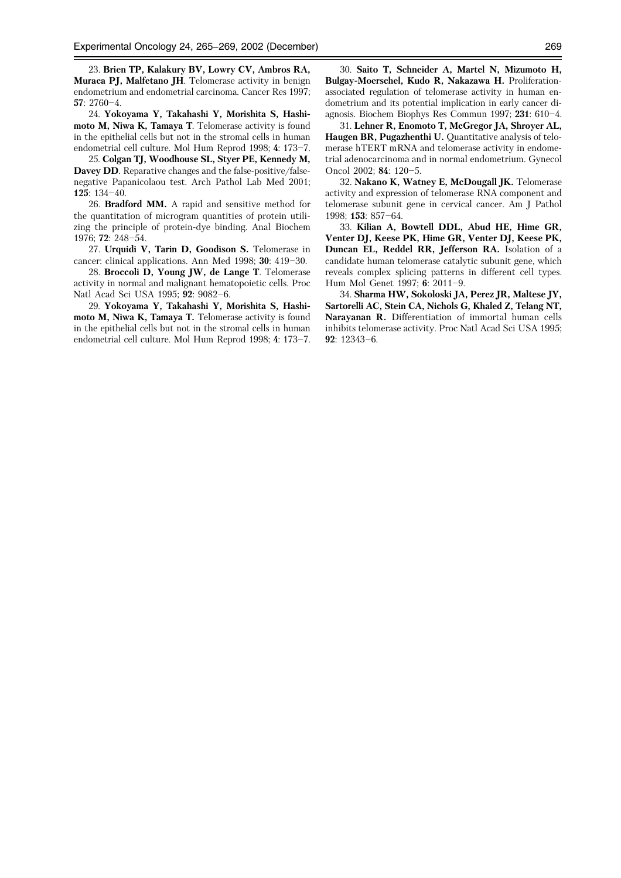23. **Brien TP, Kalakury BV, Lowry CV, Ambros RA, Muraca PJ, Malfetano JH**. Telomerase activity in benign endometrium and endometrial carcinoma. Cancer Res 1997; **57**: 2760–4.

24. **Yokoyama Y, Takahashi Y, Morishita S, Hashimoto M, Niwa K, Tamaya T**. Telomerase activity is found in the epithelial cells but not in the stromal cells in human endometrial cell culture. Mol Hum Reprod 1998; **4**: 173–7.

25. **Colgan TJ, Woodhouse SL, Styer PE, Kennedy M, Davey DD**. Reparative changes and the false-positive/false-negative Papanicolaou test. Arch Pathol Lab Med 2001; **125**: 134–40.

26. **Bradford MM.** A rapid and sensitive method for the quantitation of microgram quantities of protein utilizing the principle of protein-dye binding. Anal Biochem 1976; **72**: 248–54.

27. **Urquidi V, Tarin D, Goodison S.** Telomerase in cancer: clinical applications. Ann Med 1998; **30**: 419–30.

28. **Broccoli D, Young JW, de Lange T**. Telomerase activity in normal and malignant hematopoietic cells. Proc Natl Acad Sci USA 1995; **92**: 9082–6.

29. **Yokoyama Y, Takahashi Y, Morishita S, Hashimoto M, Niwa K, Tamaya T.** Telomerase activity is found in the epithelial cells but not in the stromal cells in human endometrial cell culture. Mol Hum Reprod 1998; **4**: 173–7.

30. **Saito T, Schneider A, Martel N, Mizumoto H, Bulgay-Moerschel, Kudo R, Nakazawa H.** Proliferation-associated regulation of telomerase activity in human endometrium and its potential implication in early cancer diagnosis. Biochem Biophys Res Commun 1997; **231**: 610–4.

31. **Lehner R, Enomoto T, McGregor JA, Shroyer AL, Haugen BR, Pugazhenthi U.** Quantitative analysis of telomerase hTERT mRNA and telomerase activity in endometrial adenocarcinoma and in normal endometrium. Gynecol Oncol 2002; **84**: 120–5.

32. **Nakano K, Watney E, McDougall JK.** Telomerase activity and expression of telomerase RNA component and telomerase subunit gene in cervical cancer. Am J Pathol 1998; **153**: 857–64.

33. **Kilian A, Bowtell DDL, Abud HE, Hime GR, Venter DJ, Keese PK, Hime GR, Venter DJ, Keese PK, Duncan EL, Reddel RR, Jefferson RA.** Isolation of a candidate human telomerase catalytic subunit gene, which reveals complex splicing patterns in different cell types. Hum Mol Genet 1997; **6**: 2011–9.

34. **Sharma HW, Sokoloski JA, Perez JR, Maltese JY, Sartorelli AC, Stein CA, Nichols G, Khaled Z, Telang NT, Narayanan R.** Differentiation of immortal human cells inhibits telomerase activity. Proc Natl Acad Sci USA 1995; **92**: 12343–6.